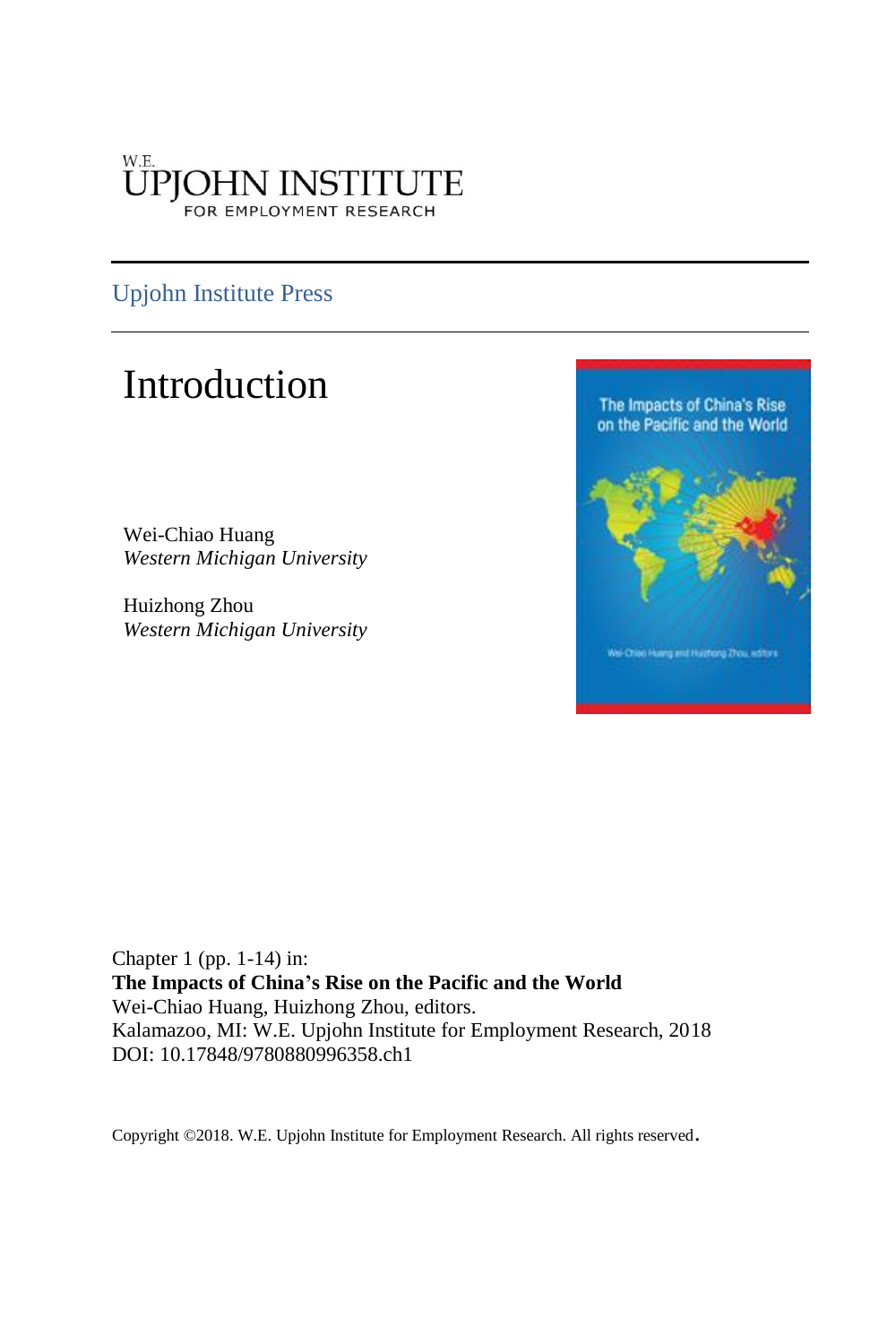W.E.
UPJOHN INSTITUTE
FOR EMPLOYMENT RESEARCH

Upjohn Institute Press

# Introduction

Wei-Chiao Huang
*Western Michigan University*

Huizhong Zhou
*Western Michigan University*

Chapter 1 (pp. 1-14) in:
**The Impacts of China's Rise on the Pacific and the World**
Wei-Chiao Huang, Huizhong Zhou, editors.
Kalamazoo, MI: W.E. Upjohn Institute for Employment Research, 2018
DOI: 10.17848/9780880996358.ch1

Copyright ©2018. W.E. Upjohn Institute for Employment Research. All rights reserved.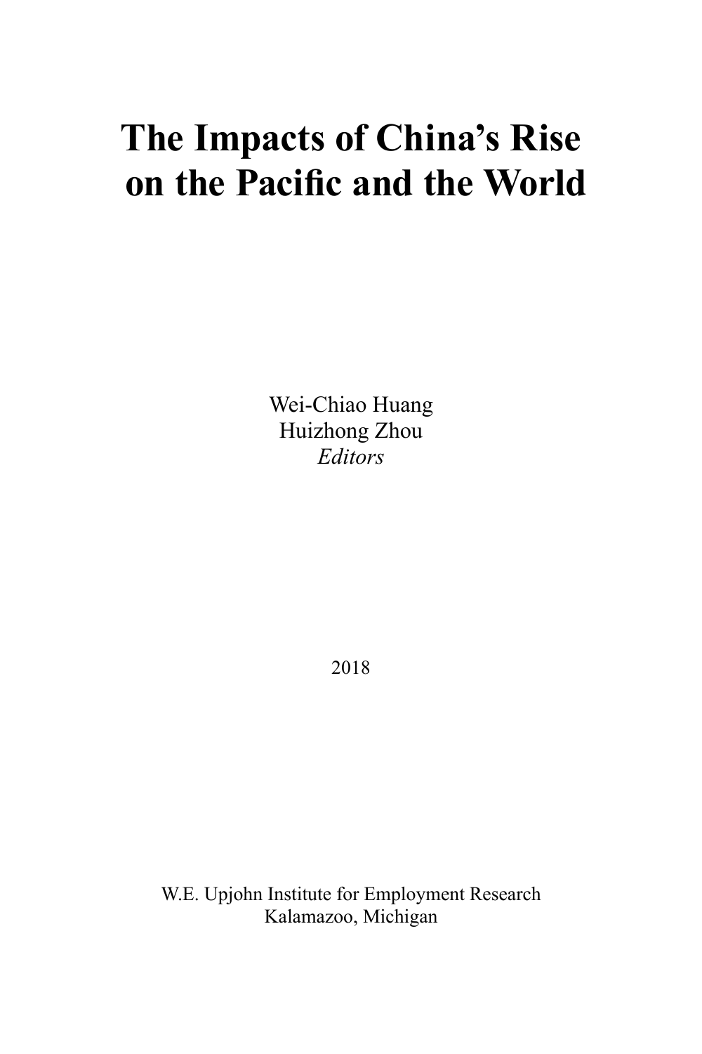# The Impacts of China's Rise on the Pacific and the World

Wei-Chiao Huang
Huizhong Zhou
*Editors*

2018

W.E. Upjohn Institute for Employment Research
Kalamazoo, Michigan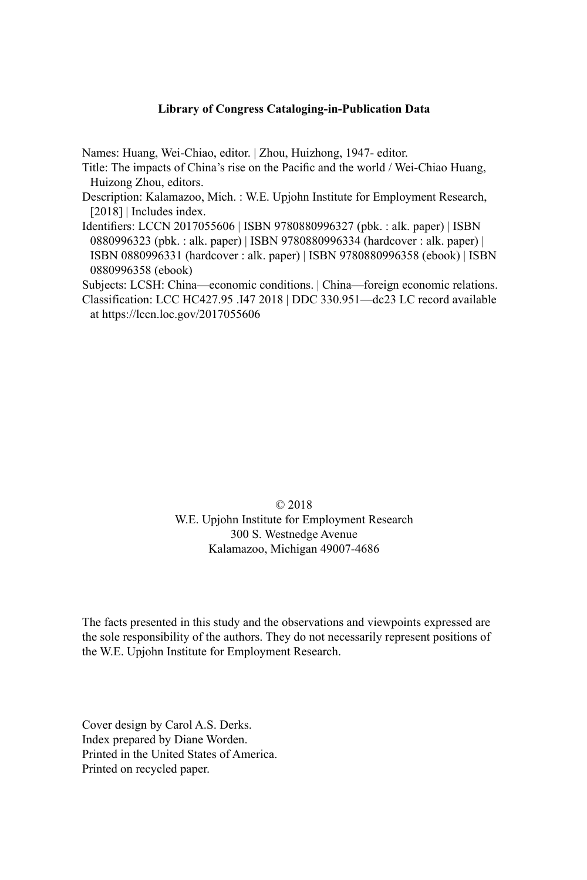**Library of Congress Cataloging-in-Publication Data**

Names: Huang, Wei-Chiao, editor. | Zhou, Huizhong, 1947- editor.
Title: The impacts of China's rise on the Pacific and the world / Wei-Chiao Huang, Huizong Zhou, editors.
Description: Kalamazoo, Mich. : W.E. Upjohn Institute for Employment Research, [2018] | Includes index.
Identifiers: LCCN 2017055606 | ISBN 9780880996327 (pbk. : alk. paper) | ISBN 0880996323 (pbk. : alk. paper) | ISBN 9780880996334 (hardcover : alk. paper) | ISBN 0880996331 (hardcover : alk. paper) | ISBN 9780880996358 (ebook) | ISBN 0880996358 (ebook)
Subjects: LCSH: China—economic conditions. | China—foreign economic relations.
Classification: LCC HC427.95 .I47 2018 | DDC 330.951—dc23 LC record available at https://lccn.loc.gov/2017055606

© 2018
W.E. Upjohn Institute for Employment Research
300 S. Westnedge Avenue
Kalamazoo, Michigan 49007-4686

The facts presented in this study and the observations and viewpoints expressed are the sole responsibility of the authors. They do not necessarily represent positions of the W.E. Upjohn Institute for Employment Research.

Cover design by Carol A.S. Derks.
Index prepared by Diane Worden.
Printed in the United States of America.
Printed on recycled paper.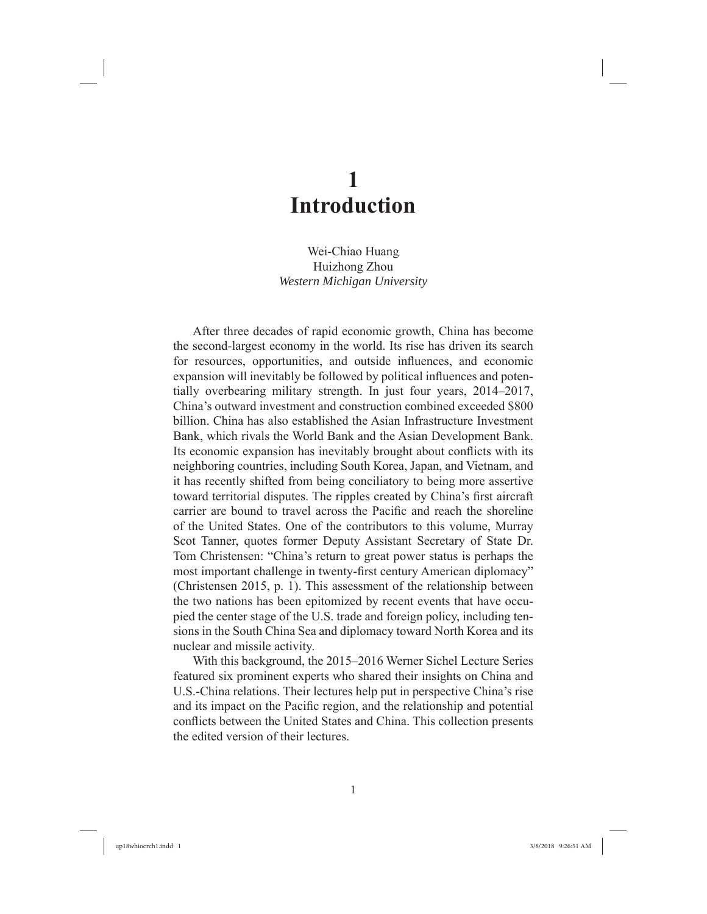# 1 Introduction

Wei-Chiao Huang
Huizhong Zhou
*Western Michigan University*

After three decades of rapid economic growth, China has become the second-largest economy in the world. Its rise has driven its search for resources, opportunities, and outside influences, and economic expansion will inevitably be followed by political influences and potentially overbearing military strength. In just four years, 2014–2017, China's outward investment and construction combined exceeded $800 billion. China has also established the Asian Infrastructure Investment Bank, which rivals the World Bank and the Asian Development Bank. Its economic expansion has inevitably brought about conflicts with its neighboring countries, including South Korea, Japan, and Vietnam, and it has recently shifted from being conciliatory to being more assertive toward territorial disputes. The ripples created by China's first aircraft carrier are bound to travel across the Pacific and reach the shoreline of the United States. One of the contributors to this volume, Murray Scot Tanner, quotes former Deputy Assistant Secretary of State Dr. Tom Christensen: "China's return to great power status is perhaps the most important challenge in twenty-first century American diplomacy" (Christensen 2015, p. 1). This assessment of the relationship between the two nations has been epitomized by recent events that have occupied the center stage of the U.S. trade and foreign policy, including tensions in the South China Sea and diplomacy toward North Korea and its nuclear and missile activity.

With this background, the 2015–2016 Werner Sichel Lecture Series featured six prominent experts who shared their insights on China and U.S.-China relations. Their lectures help put in perspective China's rise and its impact on the Pacific region, and the relationship and potential conflicts between the United States and China. This collection presents the edited version of their lectures.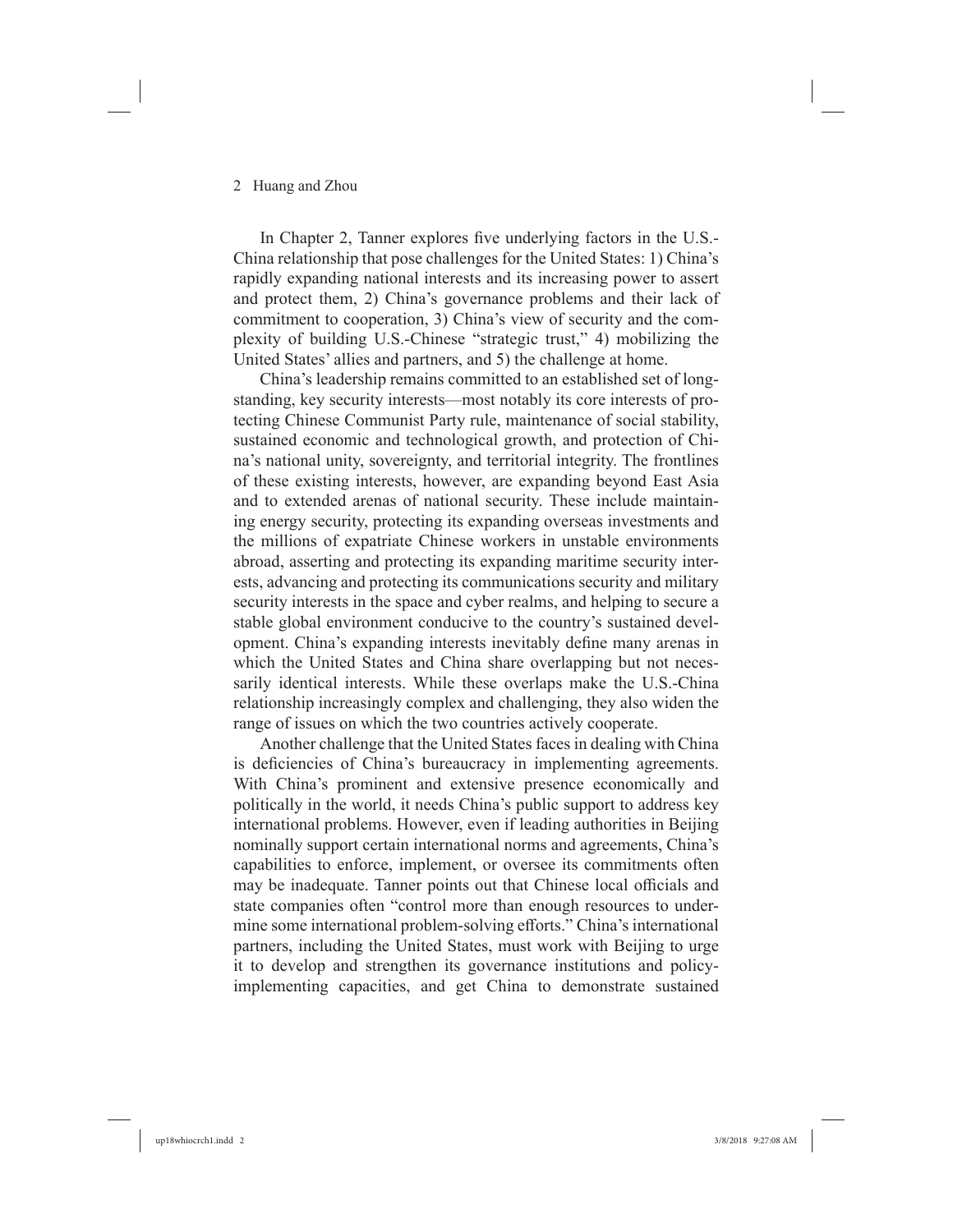In Chapter 2, Tanner explores five underlying factors in the U.S.-China relationship that pose challenges for the United States: 1) China's rapidly expanding national interests and its increasing power to assert and protect them, 2) China's governance problems and their lack of commitment to cooperation, 3) China's view of security and the complexity of building U.S.-Chinese "strategic trust," 4) mobilizing the United States' allies and partners, and 5) the challenge at home.

China's leadership remains committed to an established set of long-standing, key security interests—most notably its core interests of protecting Chinese Communist Party rule, maintenance of social stability, sustained economic and technological growth, and protection of China's national unity, sovereignty, and territorial integrity. The frontlines of these existing interests, however, are expanding beyond East Asia and to extended arenas of national security. These include maintaining energy security, protecting its expanding overseas investments and the millions of expatriate Chinese workers in unstable environments abroad, asserting and protecting its expanding maritime security interests, advancing and protecting its communications security and military security interests in the space and cyber realms, and helping to secure a stable global environment conducive to the country's sustained development. China's expanding interests inevitably define many arenas in which the United States and China share overlapping but not necessarily identical interests. While these overlaps make the U.S.-China relationship increasingly complex and challenging, they also widen the range of issues on which the two countries actively cooperate.

Another challenge that the United States faces in dealing with China is deficiencies of China's bureaucracy in implementing agreements. With China's prominent and extensive presence economically and politically in the world, it needs China's public support to address key international problems. However, even if leading authorities in Beijing nominally support certain international norms and agreements, China's capabilities to enforce, implement, or oversee its commitments often may be inadequate. Tanner points out that Chinese local officials and state companies often "control more than enough resources to undermine some international problem-solving efforts." China's international partners, including the United States, must work with Beijing to urge it to develop and strengthen its governance institutions and policy-implementing capacities, and get China to demonstrate sustained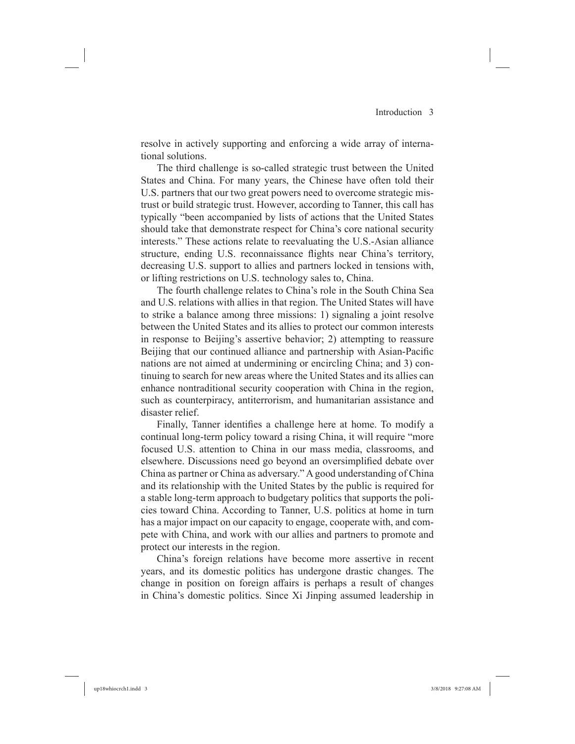resolve in actively supporting and enforcing a wide array of international solutions.

The third challenge is so-called strategic trust between the United States and China. For many years, the Chinese have often told their U.S. partners that our two great powers need to overcome strategic mistrust or build strategic trust. However, according to Tanner, this call has typically "been accompanied by lists of actions that the United States should take that demonstrate respect for China's core national security interests." These actions relate to reevaluating the U.S.-Asian alliance structure, ending U.S. reconnaissance flights near China's territory, decreasing U.S. support to allies and partners locked in tensions with, or lifting restrictions on U.S. technology sales to, China.

The fourth challenge relates to China's role in the South China Sea and U.S. relations with allies in that region. The United States will have to strike a balance among three missions: 1) signaling a joint resolve between the United States and its allies to protect our common interests in response to Beijing's assertive behavior; 2) attempting to reassure Beijing that our continued alliance and partnership with Asian-Pacific nations are not aimed at undermining or encircling China; and 3) continuing to search for new areas where the United States and its allies can enhance nontraditional security cooperation with China in the region, such as counterpiracy, antiterrorism, and humanitarian assistance and disaster relief.

Finally, Tanner identifies a challenge here at home. To modify a continual long-term policy toward a rising China, it will require "more focused U.S. attention to China in our mass media, classrooms, and elsewhere. Discussions need go beyond an oversimplified debate over China as partner or China as adversary." A good understanding of China and its relationship with the United States by the public is required for a stable long-term approach to budgetary politics that supports the policies toward China. According to Tanner, U.S. politics at home in turn has a major impact on our capacity to engage, cooperate with, and compete with China, and work with our allies and partners to promote and protect our interests in the region.

China's foreign relations have become more assertive in recent years, and its domestic politics has undergone drastic changes. The change in position on foreign affairs is perhaps a result of changes in China's domestic politics. Since Xi Jinping assumed leadership in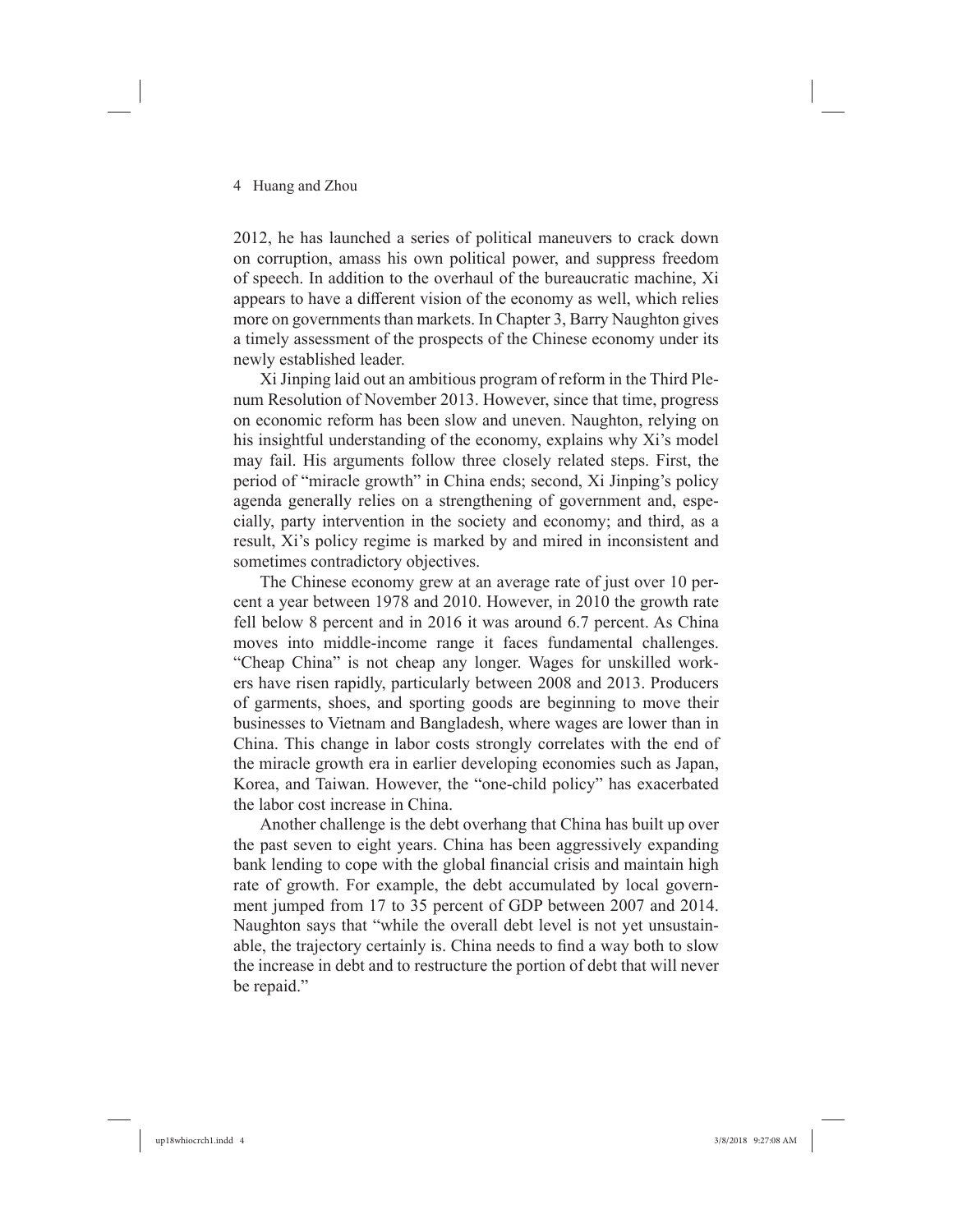2012, he has launched a series of political maneuvers to crack down on corruption, amass his own political power, and suppress freedom of speech. In addition to the overhaul of the bureaucratic machine, Xi appears to have a different vision of the economy as well, which relies more on governments than markets. In Chapter 3, Barry Naughton gives a timely assessment of the prospects of the Chinese economy under its newly established leader.

Xi Jinping laid out an ambitious program of reform in the Third Plenum Resolution of November 2013. However, since that time, progress on economic reform has been slow and uneven. Naughton, relying on his insightful understanding of the economy, explains why Xi's model may fail. His arguments follow three closely related steps. First, the period of "miracle growth" in China ends; second, Xi Jinping's policy agenda generally relies on a strengthening of government and, especially, party intervention in the society and economy; and third, as a result, Xi's policy regime is marked by and mired in inconsistent and sometimes contradictory objectives.

The Chinese economy grew at an average rate of just over 10 percent a year between 1978 and 2010. However, in 2010 the growth rate fell below 8 percent and in 2016 it was around 6.7 percent. As China moves into middle-income range it faces fundamental challenges. "Cheap China" is not cheap any longer. Wages for unskilled workers have risen rapidly, particularly between 2008 and 2013. Producers of garments, shoes, and sporting goods are beginning to move their businesses to Vietnam and Bangladesh, where wages are lower than in China. This change in labor costs strongly correlates with the end of the miracle growth era in earlier developing economies such as Japan, Korea, and Taiwan. However, the "one-child policy" has exacerbated the labor cost increase in China.

Another challenge is the debt overhang that China has built up over the past seven to eight years. China has been aggressively expanding bank lending to cope with the global financial crisis and maintain high rate of growth. For example, the debt accumulated by local government jumped from 17 to 35 percent of GDP between 2007 and 2014. Naughton says that "while the overall debt level is not yet unsustainable, the trajectory certainly is. China needs to find a way both to slow the increase in debt and to restructure the portion of debt that will never be repaid."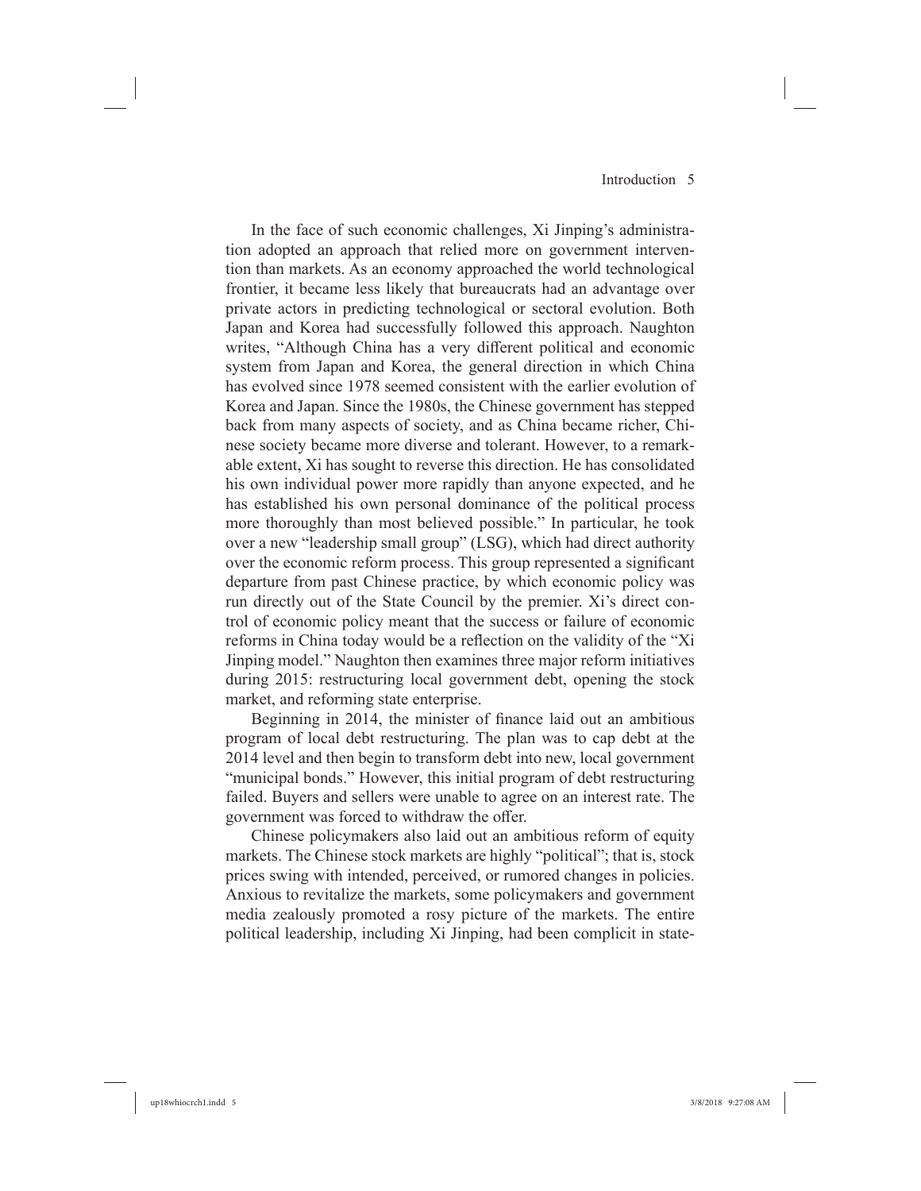In the face of such economic challenges, Xi Jinping's administration adopted an approach that relied more on government intervention than markets. As an economy approached the world technological frontier, it became less likely that bureaucrats had an advantage over private actors in predicting technological or sectoral evolution. Both Japan and Korea had successfully followed this approach. Naughton writes, "Although China has a very different political and economic system from Japan and Korea, the general direction in which China has evolved since 1978 seemed consistent with the earlier evolution of Korea and Japan. Since the 1980s, the Chinese government has stepped back from many aspects of society, and as China became richer, Chinese society became more diverse and tolerant. However, to a remarkable extent, Xi has sought to reverse this direction. He has consolidated his own individual power more rapidly than anyone expected, and he has established his own personal dominance of the political process more thoroughly than most believed possible." In particular, he took over a new "leadership small group" (LSG), which had direct authority over the economic reform process. This group represented a significant departure from past Chinese practice, by which economic policy was run directly out of the State Council by the premier. Xi's direct control of economic policy meant that the success or failure of economic reforms in China today would be a reflection on the validity of the "Xi Jinping model." Naughton then examines three major reform initiatives during 2015: restructuring local government debt, opening the stock market, and reforming state enterprise.

Beginning in 2014, the minister of finance laid out an ambitious program of local debt restructuring. The plan was to cap debt at the 2014 level and then begin to transform debt into new, local government "municipal bonds." However, this initial program of debt restructuring failed. Buyers and sellers were unable to agree on an interest rate. The government was forced to withdraw the offer.

Chinese policymakers also laid out an ambitious reform of equity markets. The Chinese stock markets are highly "political"; that is, stock prices swing with intended, perceived, or rumored changes in policies. Anxious to revitalize the markets, some policymakers and government media zealously promoted a rosy picture of the markets. The entire political leadership, including Xi Jinping, had been complicit in state-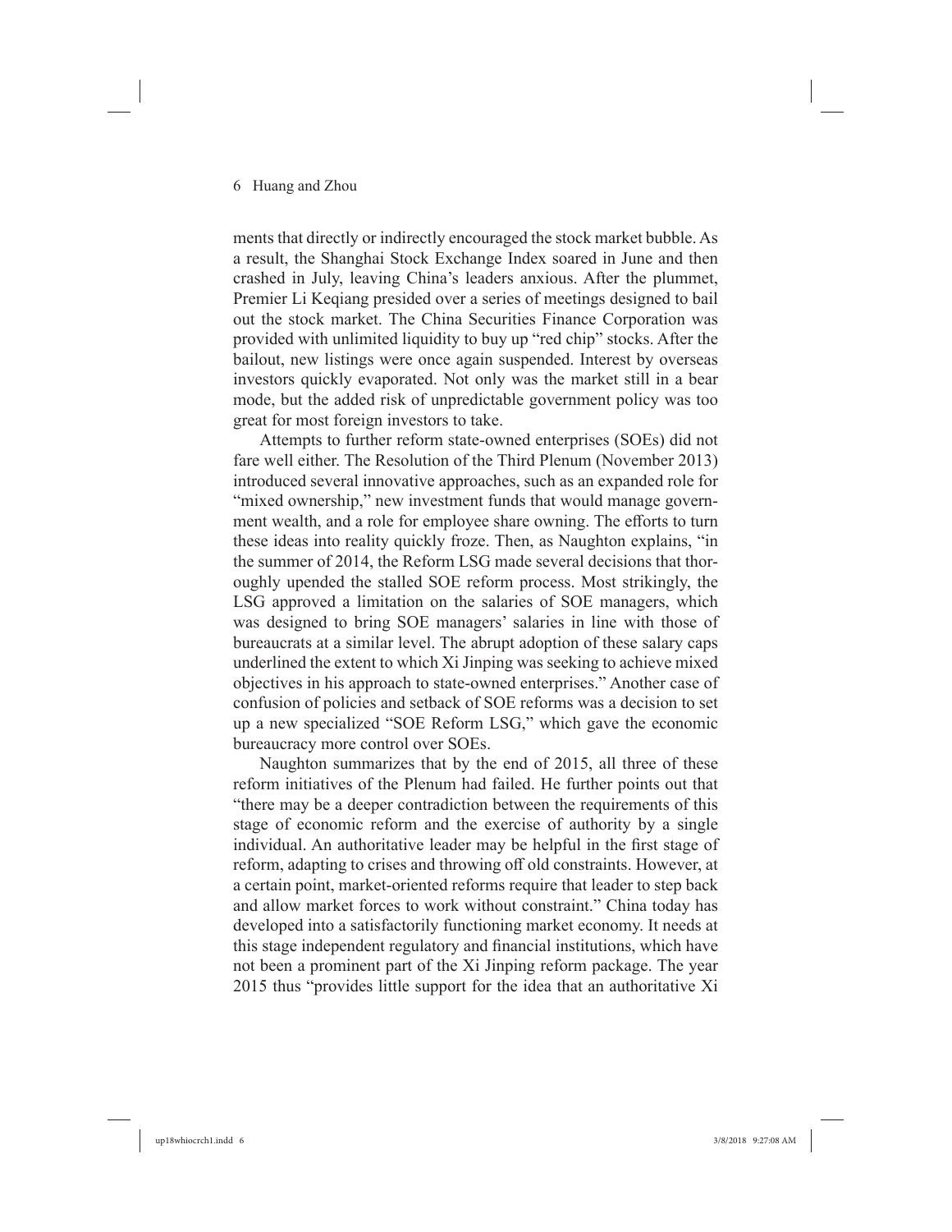ments that directly or indirectly encouraged the stock market bubble. As a result, the Shanghai Stock Exchange Index soared in June and then crashed in July, leaving China's leaders anxious. After the plummet, Premier Li Keqiang presided over a series of meetings designed to bail out the stock market. The China Securities Finance Corporation was provided with unlimited liquidity to buy up "red chip" stocks. After the bailout, new listings were once again suspended. Interest by overseas investors quickly evaporated. Not only was the market still in a bear mode, but the added risk of unpredictable government policy was too great for most foreign investors to take.

Attempts to further reform state-owned enterprises (SOEs) did not fare well either. The Resolution of the Third Plenum (November 2013) introduced several innovative approaches, such as an expanded role for "mixed ownership," new investment funds that would manage government wealth, and a role for employee share owning. The efforts to turn these ideas into reality quickly froze. Then, as Naughton explains, "in the summer of 2014, the Reform LSG made several decisions that thoroughly upended the stalled SOE reform process. Most strikingly, the LSG approved a limitation on the salaries of SOE managers, which was designed to bring SOE managers' salaries in line with those of bureaucrats at a similar level. The abrupt adoption of these salary caps underlined the extent to which Xi Jinping was seeking to achieve mixed objectives in his approach to state-owned enterprises." Another case of confusion of policies and setback of SOE reforms was a decision to set up a new specialized "SOE Reform LSG," which gave the economic bureaucracy more control over SOEs.

Naughton summarizes that by the end of 2015, all three of these reform initiatives of the Plenum had failed. He further points out that "there may be a deeper contradiction between the requirements of this stage of economic reform and the exercise of authority by a single individual. An authoritative leader may be helpful in the first stage of reform, adapting to crises and throwing off old constraints. However, at a certain point, market-oriented reforms require that leader to step back and allow market forces to work without constraint." China today has developed into a satisfactorily functioning market economy. It needs at this stage independent regulatory and financial institutions, which have not been a prominent part of the Xi Jinping reform package. The year 2015 thus "provides little support for the idea that an authoritative Xi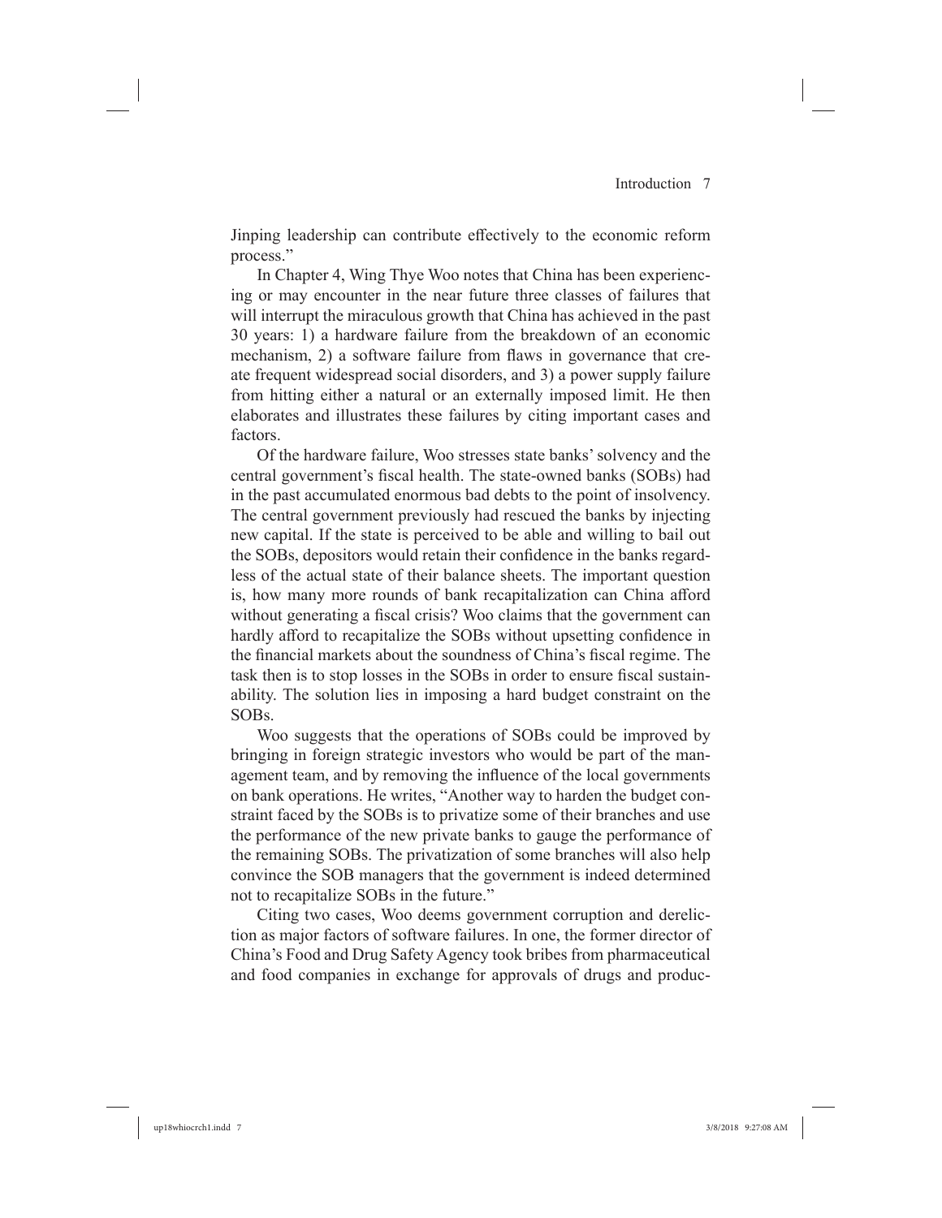Jinping leadership can contribute effectively to the economic reform process."

In Chapter 4, Wing Thye Woo notes that China has been experiencing or may encounter in the near future three classes of failures that will interrupt the miraculous growth that China has achieved in the past 30 years: 1) a hardware failure from the breakdown of an economic mechanism, 2) a software failure from flaws in governance that create frequent widespread social disorders, and 3) a power supply failure from hitting either a natural or an externally imposed limit. He then elaborates and illustrates these failures by citing important cases and factors.

Of the hardware failure, Woo stresses state banks' solvency and the central government's fiscal health. The state-owned banks (SOBs) had in the past accumulated enormous bad debts to the point of insolvency. The central government previously had rescued the banks by injecting new capital. If the state is perceived to be able and willing to bail out the SOBs, depositors would retain their confidence in the banks regardless of the actual state of their balance sheets. The important question is, how many more rounds of bank recapitalization can China afford without generating a fiscal crisis? Woo claims that the government can hardly afford to recapitalize the SOBs without upsetting confidence in the financial markets about the soundness of China's fiscal regime. The task then is to stop losses in the SOBs in order to ensure fiscal sustainability. The solution lies in imposing a hard budget constraint on the SOBs.

Woo suggests that the operations of SOBs could be improved by bringing in foreign strategic investors who would be part of the management team, and by removing the influence of the local governments on bank operations. He writes, "Another way to harden the budget constraint faced by the SOBs is to privatize some of their branches and use the performance of the new private banks to gauge the performance of the remaining SOBs. The privatization of some branches will also help convince the SOB managers that the government is indeed determined not to recapitalize SOBs in the future."

Citing two cases, Woo deems government corruption and dereliction as major factors of software failures. In one, the former director of China's Food and Drug Safety Agency took bribes from pharmaceutical and food companies in exchange for approvals of drugs and produc-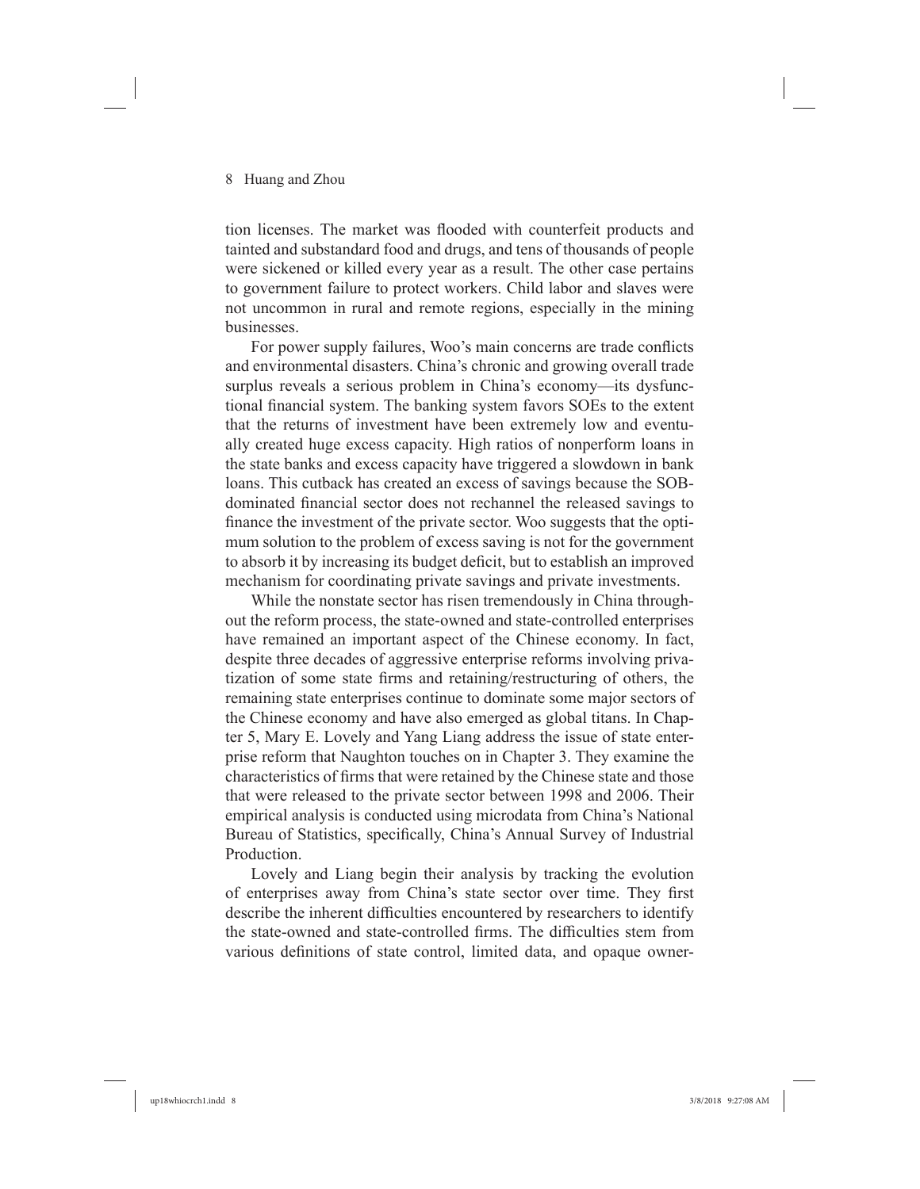tion licenses. The market was flooded with counterfeit products and tainted and substandard food and drugs, and tens of thousands of people were sickened or killed every year as a result. The other case pertains to government failure to protect workers. Child labor and slaves were not uncommon in rural and remote regions, especially in the mining businesses.

For power supply failures, Woo's main concerns are trade conflicts and environmental disasters. China's chronic and growing overall trade surplus reveals a serious problem in China's economy—its dysfunctional financial system. The banking system favors SOEs to the extent that the returns of investment have been extremely low and eventually created huge excess capacity. High ratios of nonperform loans in the state banks and excess capacity have triggered a slowdown in bank loans. This cutback has created an excess of savings because the SOB-dominated financial sector does not rechannel the released savings to finance the investment of the private sector. Woo suggests that the optimum solution to the problem of excess saving is not for the government to absorb it by increasing its budget deficit, but to establish an improved mechanism for coordinating private savings and private investments.

While the nonstate sector has risen tremendously in China throughout the reform process, the state-owned and state-controlled enterprises have remained an important aspect of the Chinese economy. In fact, despite three decades of aggressive enterprise reforms involving privatization of some state firms and retaining/restructuring of others, the remaining state enterprises continue to dominate some major sectors of the Chinese economy and have also emerged as global titans. In Chapter 5, Mary E. Lovely and Yang Liang address the issue of state enterprise reform that Naughton touches on in Chapter 3. They examine the characteristics of firms that were retained by the Chinese state and those that were released to the private sector between 1998 and 2006. Their empirical analysis is conducted using microdata from China's National Bureau of Statistics, specifically, China's Annual Survey of Industrial Production.

Lovely and Liang begin their analysis by tracking the evolution of enterprises away from China's state sector over time. They first describe the inherent difficulties encountered by researchers to identify the state-owned and state-controlled firms. The difficulties stem from various definitions of state control, limited data, and opaque owner-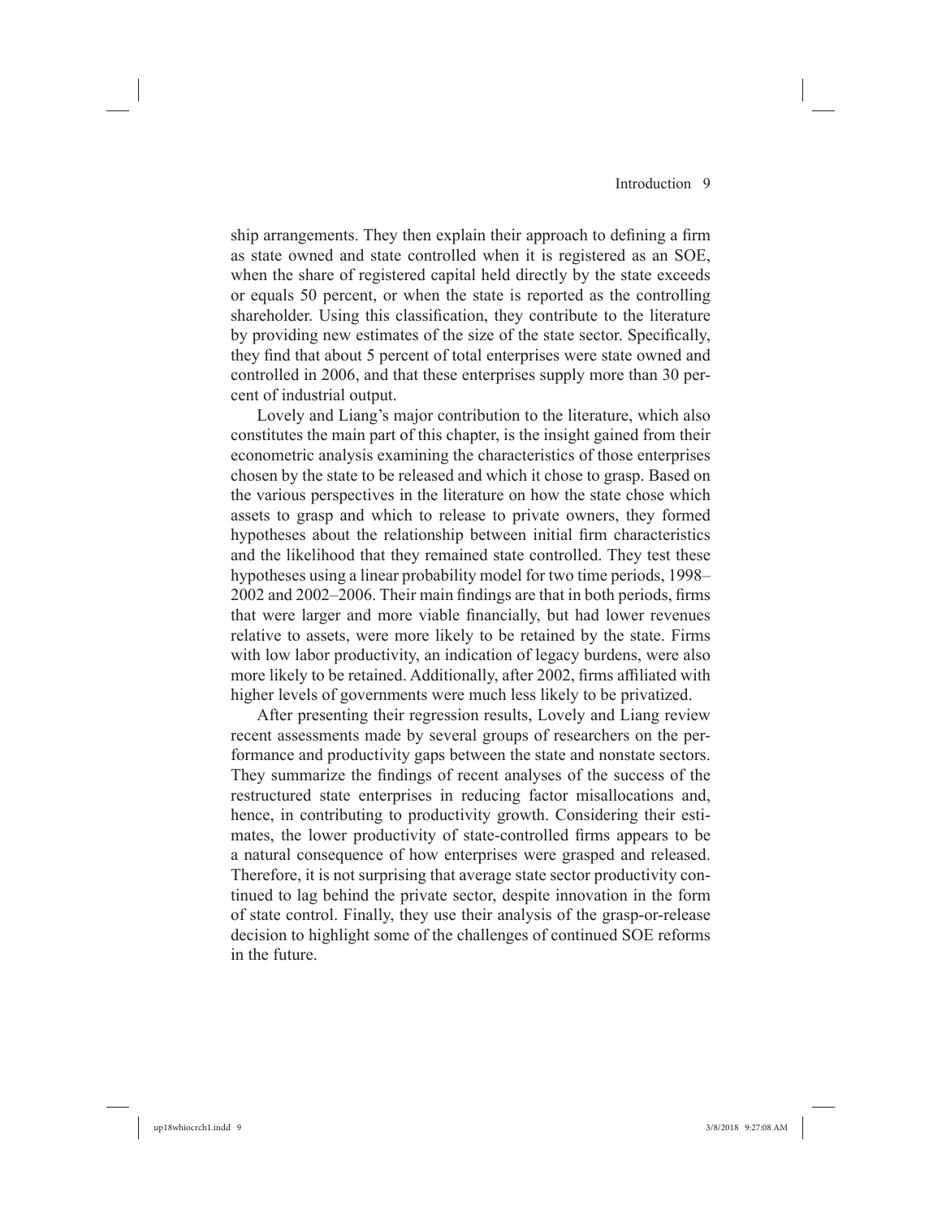ship arrangements. They then explain their approach to defining a firm as state owned and state controlled when it is registered as an SOE, when the share of registered capital held directly by the state exceeds or equals 50 percent, or when the state is reported as the controlling shareholder. Using this classification, they contribute to the literature by providing new estimates of the size of the state sector. Specifically, they find that about 5 percent of total enterprises were state owned and controlled in 2006, and that these enterprises supply more than 30 percent of industrial output.

Lovely and Liang's major contribution to the literature, which also constitutes the main part of this chapter, is the insight gained from their econometric analysis examining the characteristics of those enterprises chosen by the state to be released and which it chose to grasp. Based on the various perspectives in the literature on how the state chose which assets to grasp and which to release to private owners, they formed hypotheses about the relationship between initial firm characteristics and the likelihood that they remained state controlled. They test these hypotheses using a linear probability model for two time periods, 1998–2002 and 2002–2006. Their main findings are that in both periods, firms that were larger and more viable financially, but had lower revenues relative to assets, were more likely to be retained by the state. Firms with low labor productivity, an indication of legacy burdens, were also more likely to be retained. Additionally, after 2002, firms affiliated with higher levels of governments were much less likely to be privatized.

After presenting their regression results, Lovely and Liang review recent assessments made by several groups of researchers on the performance and productivity gaps between the state and nonstate sectors. They summarize the findings of recent analyses of the success of the restructured state enterprises in reducing factor misallocations and, hence, in contributing to productivity growth. Considering their estimates, the lower productivity of state-controlled firms appears to be a natural consequence of how enterprises were grasped and released. Therefore, it is not surprising that average state sector productivity continued to lag behind the private sector, despite innovation in the form of state control. Finally, they use their analysis of the grasp-or-release decision to highlight some of the challenges of continued SOE reforms in the future.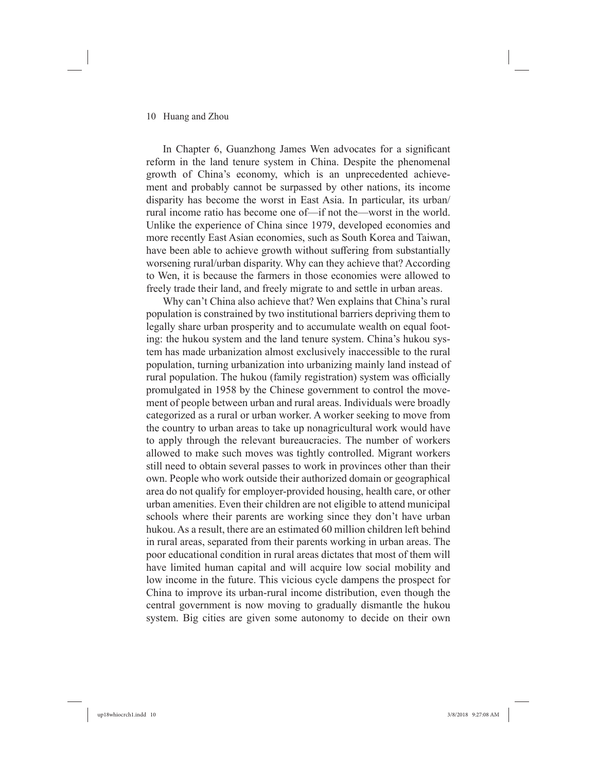In Chapter 6, Guanzhong James Wen advocates for a significant reform in the land tenure system in China. Despite the phenomenal growth of China's economy, which is an unprecedented achievement and probably cannot be surpassed by other nations, its income disparity has become the worst in East Asia. In particular, its urban/rural income ratio has become one of—if not the—worst in the world. Unlike the experience of China since 1979, developed economies and more recently East Asian economies, such as South Korea and Taiwan, have been able to achieve growth without suffering from substantially worsening rural/urban disparity. Why can they achieve that? According to Wen, it is because the farmers in those economies were allowed to freely trade their land, and freely migrate to and settle in urban areas.

Why can't China also achieve that? Wen explains that China's rural population is constrained by two institutional barriers depriving them to legally share urban prosperity and to accumulate wealth on equal footing: the hukou system and the land tenure system. China's hukou system has made urbanization almost exclusively inaccessible to the rural population, turning urbanization into urbanizing mainly land instead of rural population. The hukou (family registration) system was officially promulgated in 1958 by the Chinese government to control the movement of people between urban and rural areas. Individuals were broadly categorized as a rural or urban worker. A worker seeking to move from the country to urban areas to take up nonagricultural work would have to apply through the relevant bureaucracies. The number of workers allowed to make such moves was tightly controlled. Migrant workers still need to obtain several passes to work in provinces other than their own. People who work outside their authorized domain or geographical area do not qualify for employer-provided housing, health care, or other urban amenities. Even their children are not eligible to attend municipal schools where their parents are working since they don't have urban hukou. As a result, there are an estimated 60 million children left behind in rural areas, separated from their parents working in urban areas. The poor educational condition in rural areas dictates that most of them will have limited human capital and will acquire low social mobility and low income in the future. This vicious cycle dampens the prospect for China to improve its urban-rural income distribution, even though the central government is now moving to gradually dismantle the hukou system. Big cities are given some autonomy to decide on their own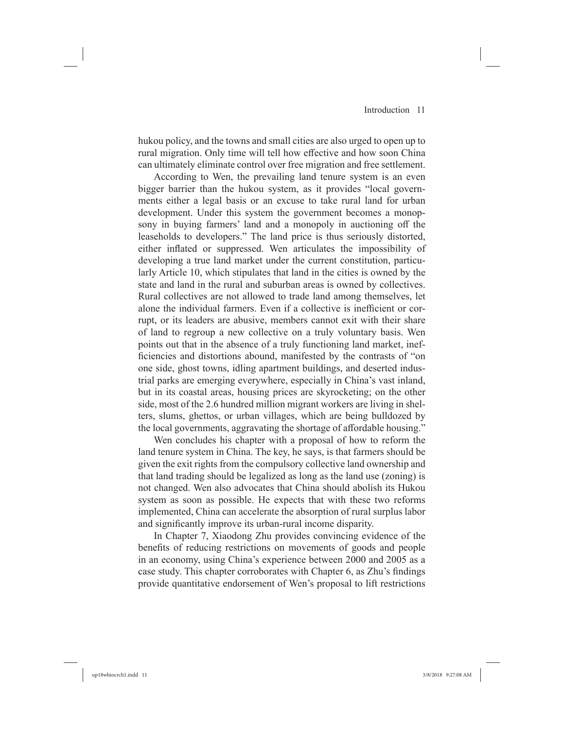hukou policy, and the towns and small cities are also urged to open up to rural migration. Only time will tell how effective and how soon China can ultimately eliminate control over free migration and free settlement.

According to Wen, the prevailing land tenure system is an even bigger barrier than the hukou system, as it provides "local governments either a legal basis or an excuse to take rural land for urban development. Under this system the government becomes a monopsony in buying farmers' land and a monopoly in auctioning off the leaseholds to developers." The land price is thus seriously distorted, either inflated or suppressed. Wen articulates the impossibility of developing a true land market under the current constitution, particularly Article 10, which stipulates that land in the cities is owned by the state and land in the rural and suburban areas is owned by collectives. Rural collectives are not allowed to trade land among themselves, let alone the individual farmers. Even if a collective is inefficient or corrupt, or its leaders are abusive, members cannot exit with their share of land to regroup a new collective on a truly voluntary basis. Wen points out that in the absence of a truly functioning land market, inefficiencies and distortions abound, manifested by the contrasts of "on one side, ghost towns, idling apartment buildings, and deserted industrial parks are emerging everywhere, especially in China's vast inland, but in its coastal areas, housing prices are skyrocketing; on the other side, most of the 2.6 hundred million migrant workers are living in shelters, slums, ghettos, or urban villages, which are being bulldozed by the local governments, aggravating the shortage of affordable housing."

Wen concludes his chapter with a proposal of how to reform the land tenure system in China. The key, he says, is that farmers should be given the exit rights from the compulsory collective land ownership and that land trading should be legalized as long as the land use (zoning) is not changed. Wen also advocates that China should abolish its Hukou system as soon as possible. He expects that with these two reforms implemented, China can accelerate the absorption of rural surplus labor and significantly improve its urban-rural income disparity.

In Chapter 7, Xiaodong Zhu provides convincing evidence of the benefits of reducing restrictions on movements of goods and people in an economy, using China's experience between 2000 and 2005 as a case study. This chapter corroborates with Chapter 6, as Zhu's findings provide quantitative endorsement of Wen's proposal to lift restrictions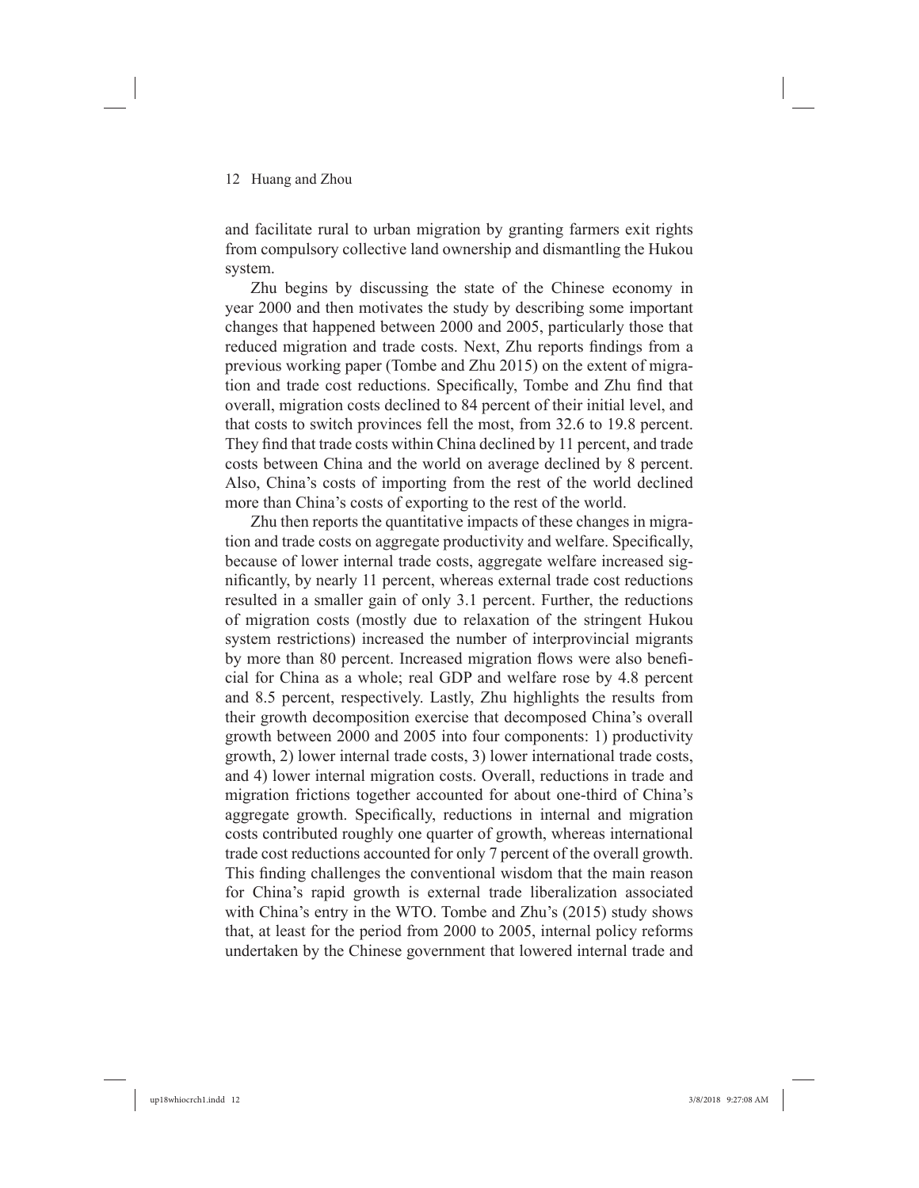and facilitate rural to urban migration by granting farmers exit rights from compulsory collective land ownership and dismantling the Hukou system.

Zhu begins by discussing the state of the Chinese economy in year 2000 and then motivates the study by describing some important changes that happened between 2000 and 2005, particularly those that reduced migration and trade costs. Next, Zhu reports findings from a previous working paper (Tombe and Zhu 2015) on the extent of migration and trade cost reductions. Specifically, Tombe and Zhu find that overall, migration costs declined to 84 percent of their initial level, and that costs to switch provinces fell the most, from 32.6 to 19.8 percent. They find that trade costs within China declined by 11 percent, and trade costs between China and the world on average declined by 8 percent. Also, China's costs of importing from the rest of the world declined more than China's costs of exporting to the rest of the world.

Zhu then reports the quantitative impacts of these changes in migration and trade costs on aggregate productivity and welfare. Specifically, because of lower internal trade costs, aggregate welfare increased significantly, by nearly 11 percent, whereas external trade cost reductions resulted in a smaller gain of only 3.1 percent. Further, the reductions of migration costs (mostly due to relaxation of the stringent Hukou system restrictions) increased the number of interprovincial migrants by more than 80 percent. Increased migration flows were also beneficial for China as a whole; real GDP and welfare rose by 4.8 percent and 8.5 percent, respectively. Lastly, Zhu highlights the results from their growth decomposition exercise that decomposed China's overall growth between 2000 and 2005 into four components: 1) productivity growth, 2) lower internal trade costs, 3) lower international trade costs, and 4) lower internal migration costs. Overall, reductions in trade and migration frictions together accounted for about one-third of China's aggregate growth. Specifically, reductions in internal and migration costs contributed roughly one quarter of growth, whereas international trade cost reductions accounted for only 7 percent of the overall growth. This finding challenges the conventional wisdom that the main reason for China's rapid growth is external trade liberalization associated with China's entry in the WTO. Tombe and Zhu's (2015) study shows that, at least for the period from 2000 to 2005, internal policy reforms undertaken by the Chinese government that lowered internal trade and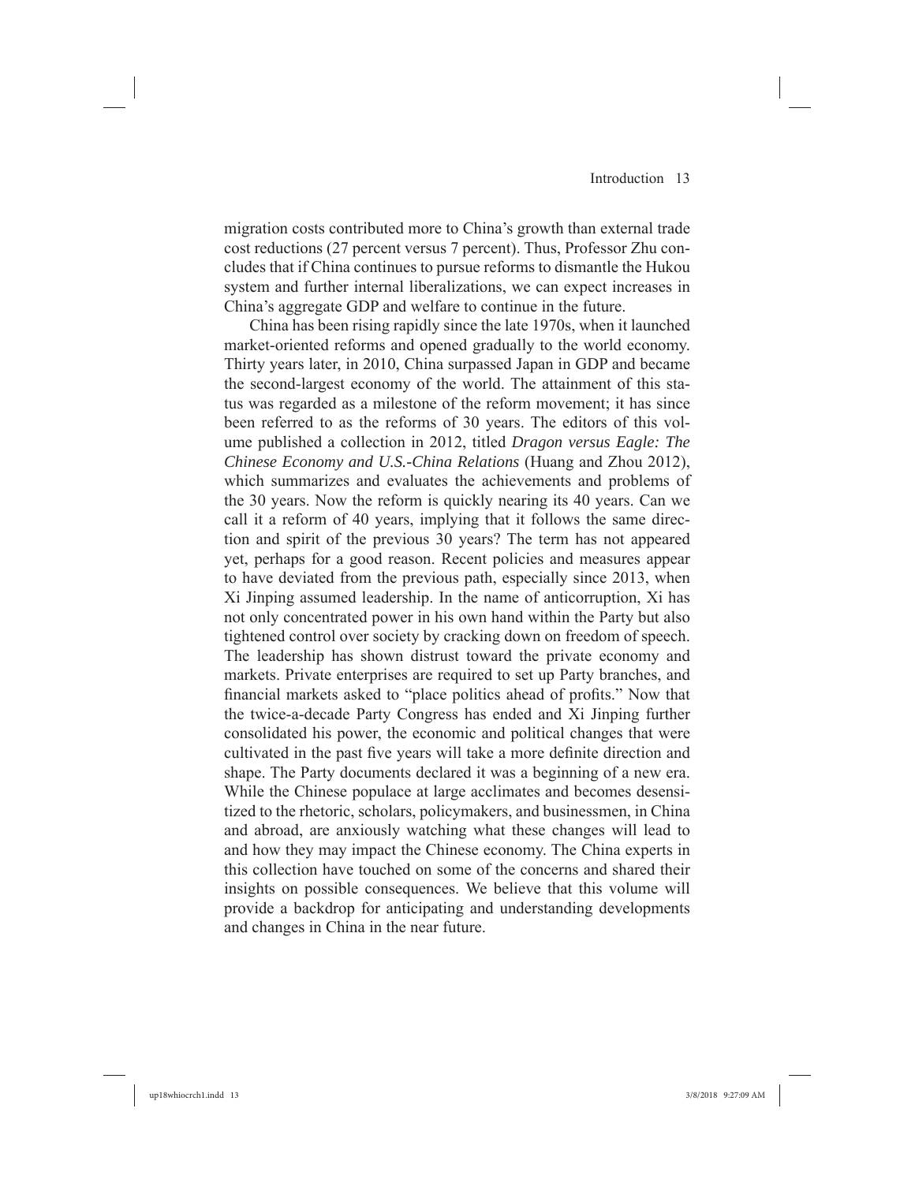migration costs contributed more to China's growth than external trade cost reductions (27 percent versus 7 percent). Thus, Professor Zhu concludes that if China continues to pursue reforms to dismantle the Hukou system and further internal liberalizations, we can expect increases in China's aggregate GDP and welfare to continue in the future.

China has been rising rapidly since the late 1970s, when it launched market-oriented reforms and opened gradually to the world economy. Thirty years later, in 2010, China surpassed Japan in GDP and became the second-largest economy of the world. The attainment of this status was regarded as a milestone of the reform movement; it has since been referred to as the reforms of 30 years. The editors of this volume published a collection in 2012, titled *Dragon versus Eagle: The Chinese Economy and U.S.-China Relations* (Huang and Zhou 2012), which summarizes and evaluates the achievements and problems of the 30 years. Now the reform is quickly nearing its 40 years. Can we call it a reform of 40 years, implying that it follows the same direction and spirit of the previous 30 years? The term has not appeared yet, perhaps for a good reason. Recent policies and measures appear to have deviated from the previous path, especially since 2013, when Xi Jinping assumed leadership. In the name of anticorruption, Xi has not only concentrated power in his own hand within the Party but also tightened control over society by cracking down on freedom of speech. The leadership has shown distrust toward the private economy and markets. Private enterprises are required to set up Party branches, and financial markets asked to "place politics ahead of profits." Now that the twice-a-decade Party Congress has ended and Xi Jinping further consolidated his power, the economic and political changes that were cultivated in the past five years will take a more definite direction and shape. The Party documents declared it was a beginning of a new era. While the Chinese populace at large acclimates and becomes desensitized to the rhetoric, scholars, policymakers, and businessmen, in China and abroad, are anxiously watching what these changes will lead to and how they may impact the Chinese economy. The China experts in this collection have touched on some of the concerns and shared their insights on possible consequences. We believe that this volume will provide a backdrop for anticipating and understanding developments and changes in China in the near future.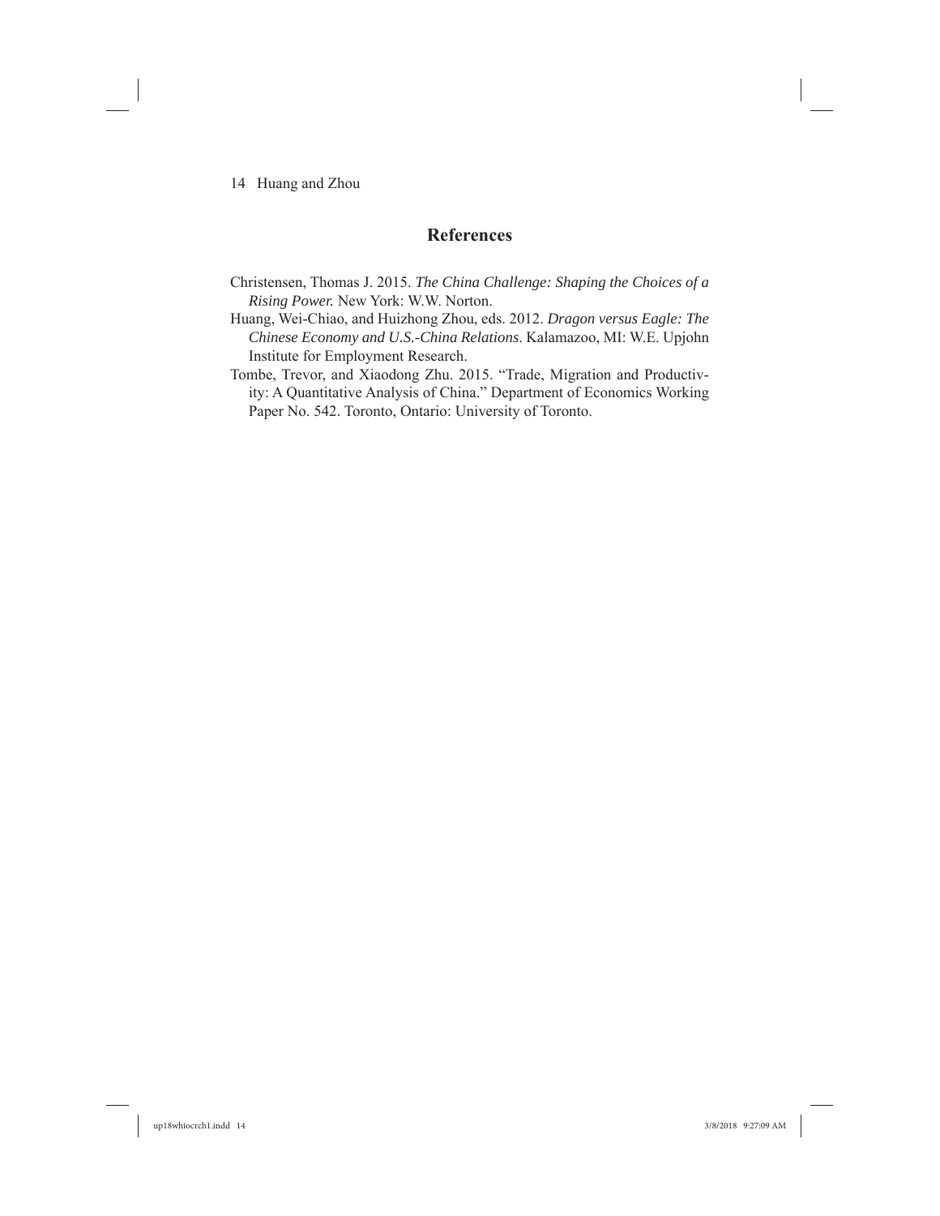## References

Christensen, Thomas J. 2015. *The China Challenge: Shaping the Choices of a Rising Power.* New York: W.W. Norton.

Huang, Wei-Chiao, and Huizhong Zhou, eds. 2012. *Dragon versus Eagle: The Chinese Economy and U.S.-China Relations*. Kalamazoo, MI: W.E. Upjohn Institute for Employment Research.

Tombe, Trevor, and Xiaodong Zhu. 2015. "Trade, Migration and Productivity: A Quantitative Analysis of China." Department of Economics Working Paper No. 542. Toronto, Ontario: University of Toronto.